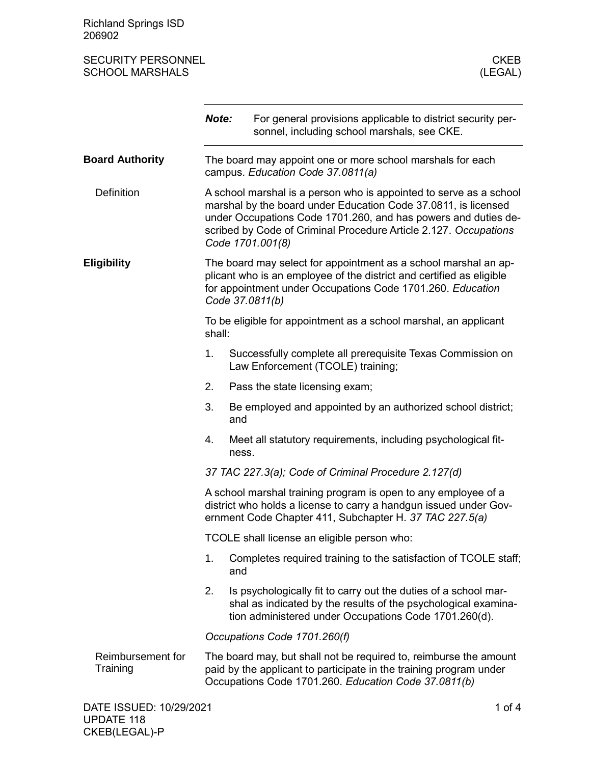# SECURITY PERSONNEL
# SCHOOL MARSHALS

**CKEB (LEGAL)**

**Note:** For general provisions applicable to district security personnel, including school marshals, see CKE.

## Board Authority

The board may appoint one or more school marshals for each campus. *Education Code 37.0811(a)*

### Definition

A school marshal is a person who is appointed to serve as a school marshal by the board under Education Code 37.0811, is licensed under Occupations Code 1701.260, and has powers and duties described by Code of Criminal Procedure Article 2.127. *Occupations Code 1701.001(8)*

## Eligibility

The board may select for appointment as a school marshal an applicant who is an employee of the district and certified as eligible for appointment under Occupations Code 1701.260. *Education Code 37.0811(b)*

To be eligible for appointment as a school marshal, an applicant shall:

1. Successfully complete all prerequisite Texas Commission on Law Enforcement (TCOLE) training;
2. Pass the state licensing exam;
3. Be employed and appointed by an authorized school district; and
4. Meet all statutory requirements, including psychological fitness.

*37 TAC 227.3(a); Code of Criminal Procedure 2.127(d)*

A school marshal training program is open to any employee of a district who holds a license to carry a handgun issued under Government Code Chapter 411, Subchapter H. *37 TAC 227.5(a)*

TCOLE shall license an eligible person who:

1. Completes required training to the satisfaction of TCOLE staff; and
2. Is psychologically fit to carry out the duties of a school marshal as indicated by the results of the psychological examination administered under Occupations Code 1701.260(d).

*Occupations Code 1701.260(f)*

### Reimbursement for Training

The board may, but shall not be required to, reimburse the amount paid by the applicant to participate in the training program under Occupations Code 1701.260. *Education Code 37.0811(b)*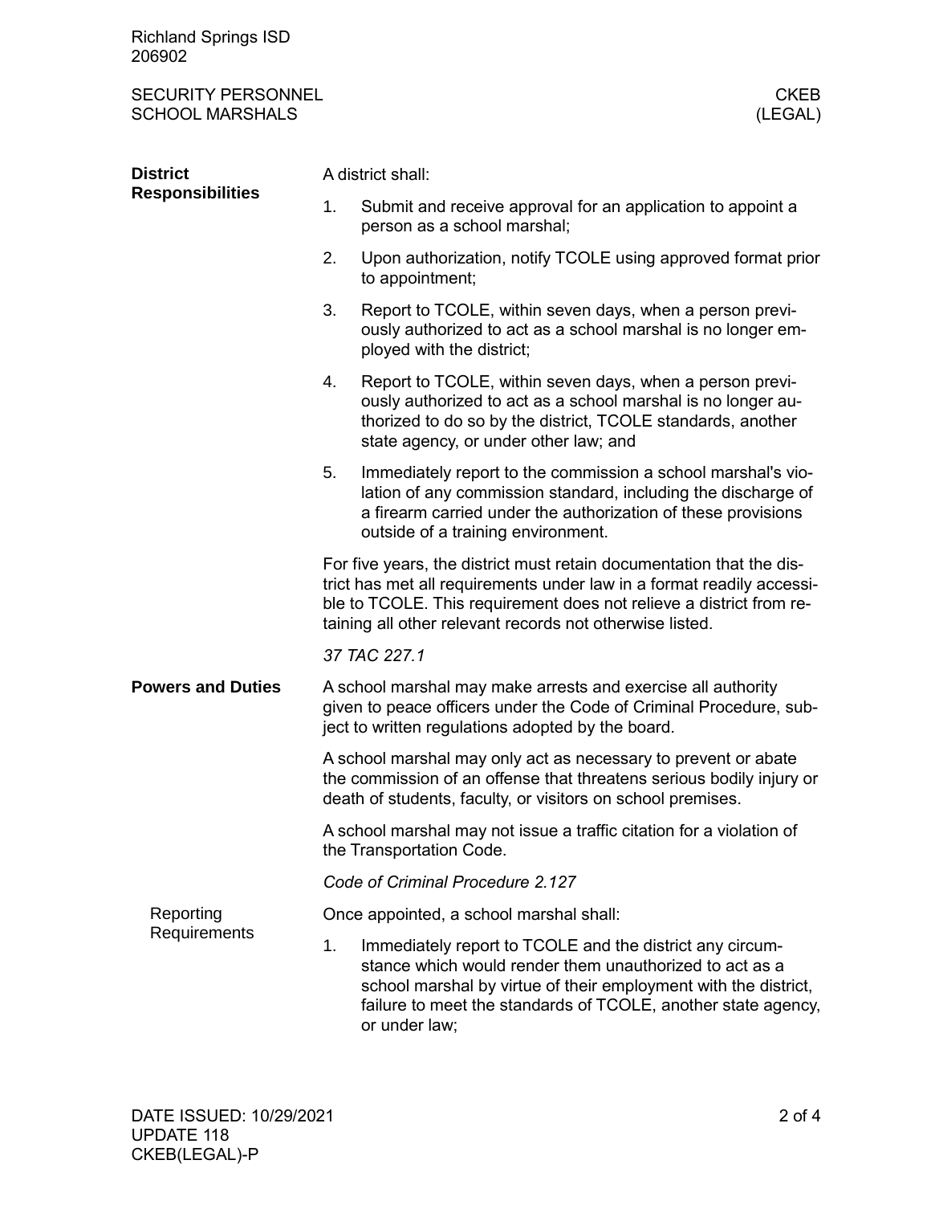## District Responsibilities

A district shall:

1. Submit and receive approval for an application to appoint a person as a school marshal;
2. Upon authorization, notify TCOLE using approved format prior to appointment;
3. Report to TCOLE, within seven days, when a person previously authorized to act as a school marshal is no longer employed with the district;
4. Report to TCOLE, within seven days, when a person previously authorized to act as a school marshal is no longer authorized to do so by the district, TCOLE standards, another state agency, or under other law; and
5. Immediately report to the commission a school marshal's violation of any commission standard, including the discharge of a firearm carried under the authorization of these provisions outside of a training environment.

For five years, the district must retain documentation that the district has met all requirements under law in a format readily accessible to TCOLE. This requirement does not relieve a district from retaining all other relevant records not otherwise listed.

*37 TAC 227.1*

## Powers and Duties

A school marshal may make arrests and exercise all authority given to peace officers under the Code of Criminal Procedure, subject to written regulations adopted by the board.

A school marshal may only act as necessary to prevent or abate the commission of an offense that threatens serious bodily injury or death of students, faculty, or visitors on school premises.

A school marshal may not issue a traffic citation for a violation of the Transportation Code.

*Code of Criminal Procedure 2.127*

### Reporting Requirements

Once appointed, a school marshal shall:

1. Immediately report to TCOLE and the district any circumstance which would render them unauthorized to act as a school marshal by virtue of their employment with the district, failure to meet the standards of TCOLE, another state agency, or under law;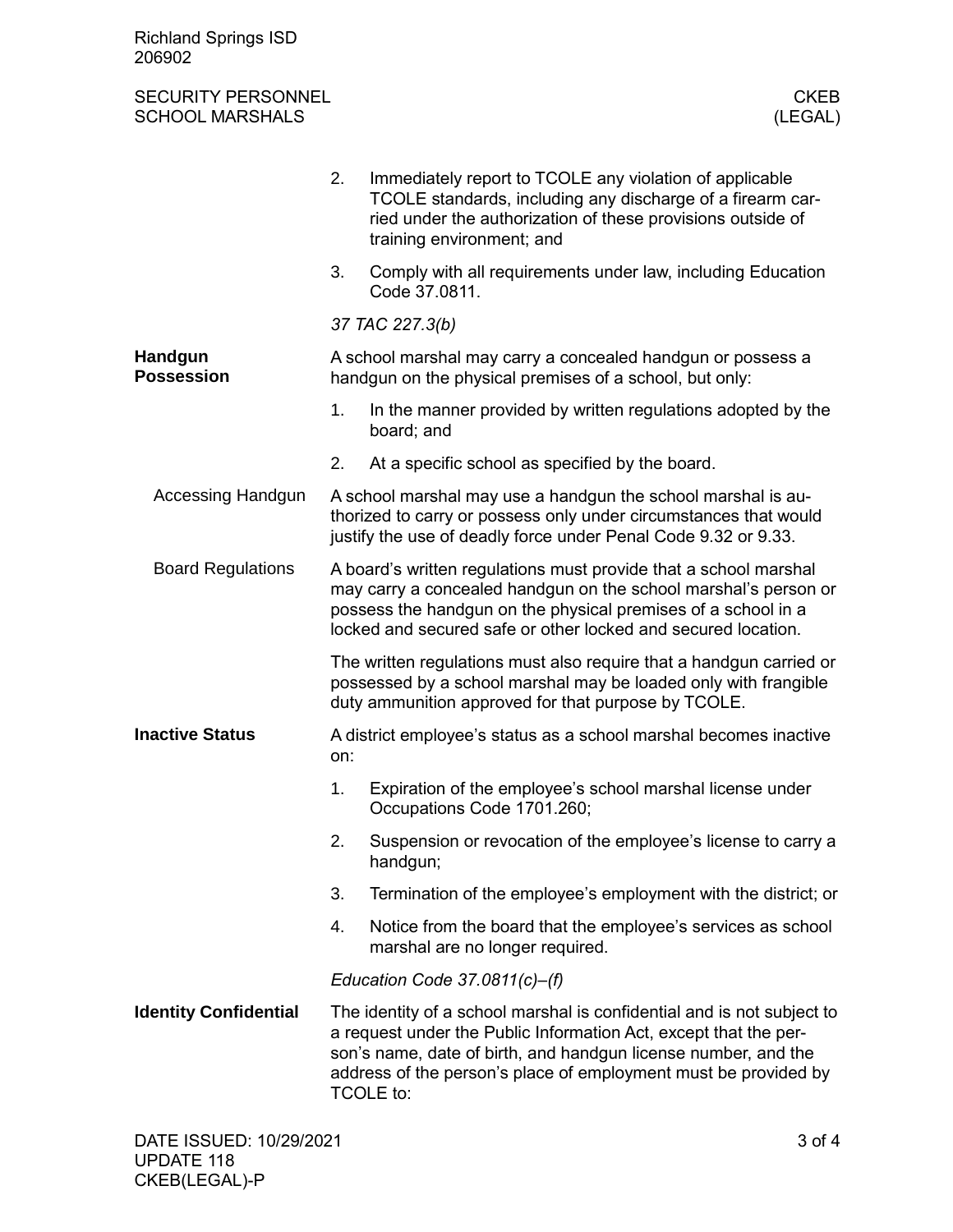2. Immediately report to TCOLE any violation of applicable TCOLE standards, including any discharge of a firearm carried under the authorization of these provisions outside of training environment; and
3. Comply with all requirements under law, including Education Code 37.0811.

*37 TAC 227.3(b)*

## Handgun Possession

A school marshal may carry a concealed handgun or possess a handgun on the physical premises of a school, but only:

1. In the manner provided by written regulations adopted by the board; and
2. At a specific school as specified by the board.

### Accessing Handgun

A school marshal may use a handgun the school marshal is authorized to carry or possess only under circumstances that would justify the use of deadly force under Penal Code 9.32 or 9.33.

### Board Regulations

A board's written regulations must provide that a school marshal may carry a concealed handgun on the school marshal's person or possess the handgun on the physical premises of a school in a locked and secured safe or other locked and secured location.

The written regulations must also require that a handgun carried or possessed by a school marshal may be loaded only with frangible duty ammunition approved for that purpose by TCOLE.

## Inactive Status

A district employee's status as a school marshal becomes inactive on:

1. Expiration of the employee's school marshal license under Occupations Code 1701.260;
2. Suspension or revocation of the employee's license to carry a handgun;
3. Termination of the employee's employment with the district; or
4. Notice from the board that the employee's services as school marshal are no longer required.

*Education Code 37.0811(c)–(f)*

## Identity Confidential

The identity of a school marshal is confidential and is not subject to a request under the Public Information Act, except that the person's name, date of birth, and handgun license number, and the address of the person's place of employment must be provided by TCOLE to: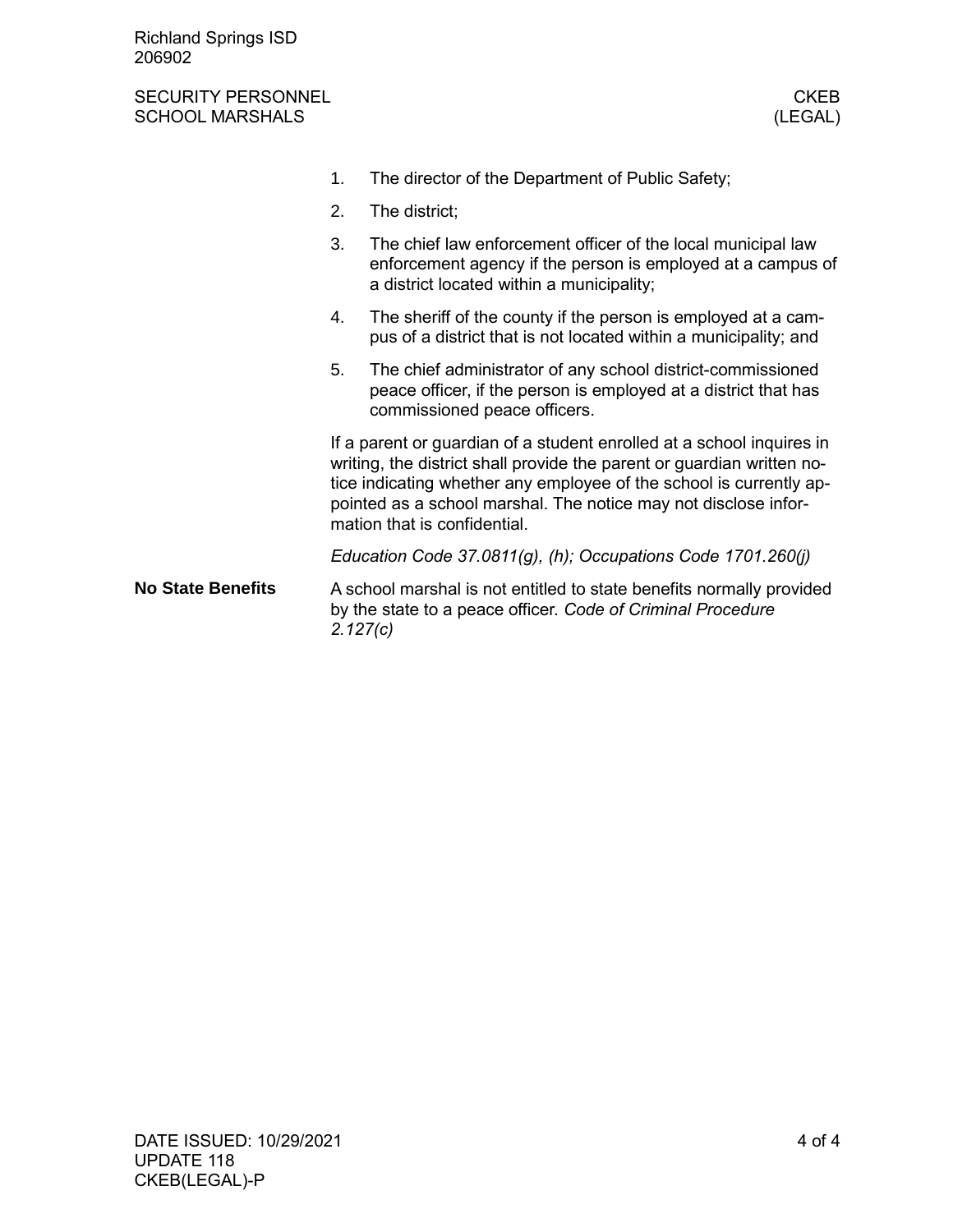1. The director of the Department of Public Safety;
2. The district;
3. The chief law enforcement officer of the local municipal law enforcement agency if the person is employed at a campus of a district located within a municipality;
4. The sheriff of the county if the person is employed at a campus of a district that is not located within a municipality; and
5. The chief administrator of any school district-commissioned peace officer, if the person is employed at a district that has commissioned peace officers.

If a parent or guardian of a student enrolled at a school inquires in writing, the district shall provide the parent or guardian written notice indicating whether any employee of the school is currently appointed as a school marshal. The notice may not disclose information that is confidential.

*Education Code 37.0811(g), (h); Occupations Code 1701.260(j)*

**No State Benefits**

A school marshal is not entitled to state benefits normally provided by the state to a peace officer. *Code of Criminal Procedure 2.127(c)*